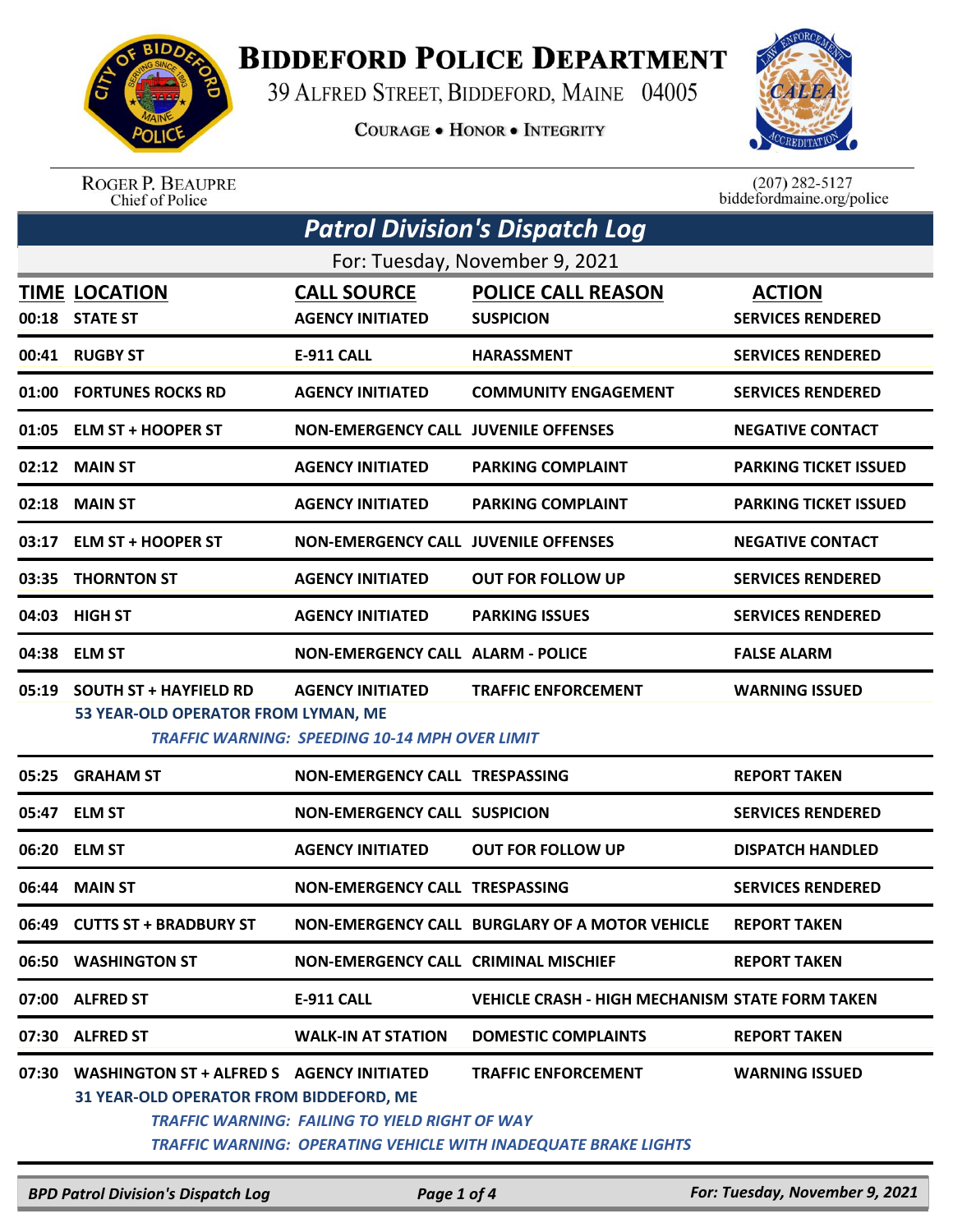# BIDDEFORD POLICE DEPARTMENT

39 ALFRED STREET, BIDDEFORD, MAINE 04005

COURAGE • HONOR • INTEGRITY

ROGER P. BEAUPRE
Chief of Police

(207) 282-5127
biddefordmaine.org/police

## *Patrol Division's Dispatch Log*

For: Tuesday, November 9, 2021

| TIME | LOCATION | CALL SOURCE | POLICE CALL REASON | ACTION |
|---|---|---|---|---|
| 00:18 | STATE ST | AGENCY INITIATED | SUSPICION | SERVICES RENDERED |
| 00:41 | RUGBY ST | E-911 CALL | HARASSMENT | SERVICES RENDERED |
| 01:00 | FORTUNES ROCKS RD | AGENCY INITIATED | COMMUNITY ENGAGEMENT | SERVICES RENDERED |
| 01:05 | ELM ST + HOOPER ST | NON-EMERGENCY CALL | JUVENILE OFFENSES | NEGATIVE CONTACT |
| 02:12 | MAIN ST | AGENCY INITIATED | PARKING COMPLAINT | PARKING TICKET ISSUED |
| 02:18 | MAIN ST | AGENCY INITIATED | PARKING COMPLAINT | PARKING TICKET ISSUED |
| 03:17 | ELM ST + HOOPER ST | NON-EMERGENCY CALL | JUVENILE OFFENSES | NEGATIVE CONTACT |
| 03:35 | THORNTON ST | AGENCY INITIATED | OUT FOR FOLLOW UP | SERVICES RENDERED |
| 04:03 | HIGH ST | AGENCY INITIATED | PARKING ISSUES | SERVICES RENDERED |
| 04:38 | ELM ST | NON-EMERGENCY CALL | ALARM - POLICE | FALSE ALARM |
| 05:19 | SOUTH ST + HAYFIELD RD<br>53 YEAR-OLD OPERATOR FROM LYMAN, ME<br>*TRAFFIC WARNING: SPEEDING 10-14 MPH OVER LIMIT* | AGENCY INITIATED | TRAFFIC ENFORCEMENT | WARNING ISSUED |
| 05:25 | GRAHAM ST | NON-EMERGENCY CALL | TRESPASSING | REPORT TAKEN |
| 05:47 | ELM ST | NON-EMERGENCY CALL | SUSPICION | SERVICES RENDERED |
| 06:20 | ELM ST | AGENCY INITIATED | OUT FOR FOLLOW UP | DISPATCH HANDLED |
| 06:44 | MAIN ST | NON-EMERGENCY CALL | TRESPASSING | SERVICES RENDERED |
| 06:49 | CUTTS ST + BRADBURY ST | NON-EMERGENCY CALL | BURGLARY OF A MOTOR VEHICLE | REPORT TAKEN |
| 06:50 | WASHINGTON ST | NON-EMERGENCY CALL | CRIMINAL MISCHIEF | REPORT TAKEN |
| 07:00 | ALFRED ST | E-911 CALL | VEHICLE CRASH - HIGH MECHANISM | STATE FORM TAKEN |
| 07:30 | ALFRED ST | WALK-IN AT STATION | DOMESTIC COMPLAINTS | REPORT TAKEN |
| 07:30 | WASHINGTON ST + ALFRED S<br>31 YEAR-OLD OPERATOR FROM BIDDEFORD, ME<br>*TRAFFIC WARNING: FAILING TO YIELD RIGHT OF WAY*<br>*TRAFFIC WARNING: OPERATING VEHICLE WITH INADEQUATE BRAKE LIGHTS* | AGENCY INITIATED | TRAFFIC ENFORCEMENT | WARNING ISSUED |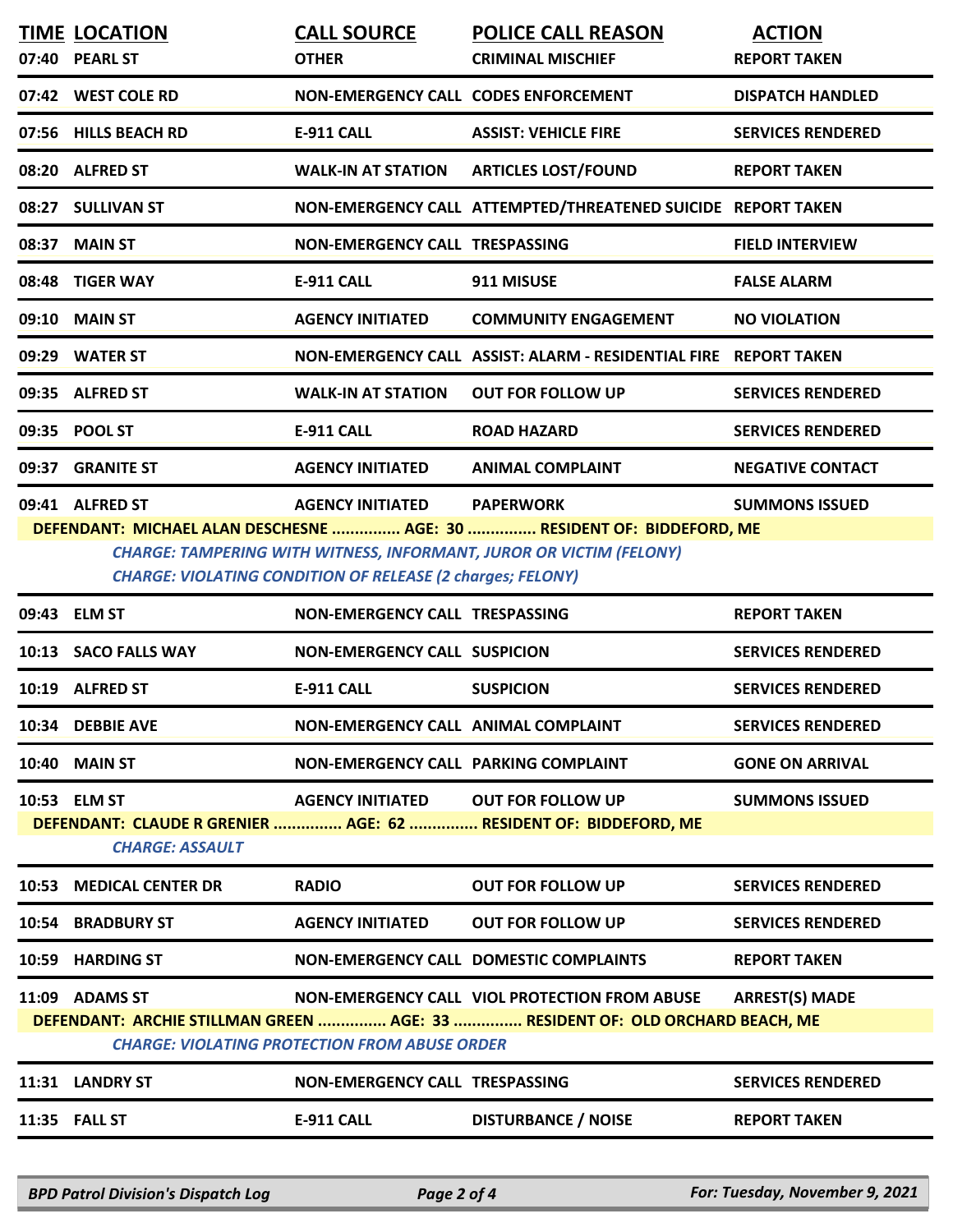| TIME | LOCATION | CALL SOURCE | POLICE CALL REASON | ACTION |
|---|---|---|---|---|
| 07:40 | PEARL ST | OTHER | CRIMINAL MISCHIEF | REPORT TAKEN |
| 07:42 | WEST COLE RD | NON-EMERGENCY CALL | CODES ENFORCEMENT | DISPATCH HANDLED |
| 07:56 | HILLS BEACH RD | E-911 CALL | ASSIST: VEHICLE FIRE | SERVICES RENDERED |
| 08:20 | ALFRED ST | WALK-IN AT STATION | ARTICLES LOST/FOUND | REPORT TAKEN |
| 08:27 | SULLIVAN ST | NON-EMERGENCY CALL | ATTEMPTED/THREATENED SUICIDE | REPORT TAKEN |
| 08:37 | MAIN ST | NON-EMERGENCY CALL | TRESPASSING | FIELD INTERVIEW |
| 08:48 | TIGER WAY | E-911 CALL | 911 MISUSE | FALSE ALARM |
| 09:10 | MAIN ST | AGENCY INITIATED | COMMUNITY ENGAGEMENT | NO VIOLATION |
| 09:29 | WATER ST | NON-EMERGENCY CALL | ASSIST: ALARM - RESIDENTIAL FIRE | REPORT TAKEN |
| 09:35 | ALFRED ST | WALK-IN AT STATION | OUT FOR FOLLOW UP | SERVICES RENDERED |
| 09:35 | POOL ST | E-911 CALL | ROAD HAZARD | SERVICES RENDERED |
| 09:37 | GRANITE ST | AGENCY INITIATED | ANIMAL COMPLAINT | NEGATIVE CONTACT |
| 09:41 | ALFRED ST | AGENCY INITIATED | PAPERWORK | SUMMONS ISSUED |

**DEFENDANT: MICHAEL ALAN DESCHESNE ............... AGE: 30 ............... RESIDENT OF: BIDDEFORD, ME**

*CHARGE: TAMPERING WITH WITNESS, INFORMANT, JUROR OR VICTIM (FELONY)*
*CHARGE: VIOLATING CONDITION OF RELEASE (2 charges; FELONY)*

| TIME | LOCATION | CALL SOURCE | POLICE CALL REASON | ACTION |
|---|---|---|---|---|
| 09:43 | ELM ST | NON-EMERGENCY CALL | TRESPASSING | REPORT TAKEN |
| 10:13 | SACO FALLS WAY | NON-EMERGENCY CALL | SUSPICION | SERVICES RENDERED |
| 10:19 | ALFRED ST | E-911 CALL | SUSPICION | SERVICES RENDERED |
| 10:34 | DEBBIE AVE | NON-EMERGENCY CALL | ANIMAL COMPLAINT | SERVICES RENDERED |
| 10:40 | MAIN ST | NON-EMERGENCY CALL | PARKING COMPLAINT | GONE ON ARRIVAL |
| 10:53 | ELM ST | AGENCY INITIATED | OUT FOR FOLLOW UP | SUMMONS ISSUED |

**DEFENDANT: CLAUDE R GRENIER ............... AGE: 62 ............... RESIDENT OF: BIDDEFORD, ME**

*CHARGE: ASSAULT*

| TIME | LOCATION | CALL SOURCE | POLICE CALL REASON | ACTION |
|---|---|---|---|---|
| 10:53 | MEDICAL CENTER DR | RADIO | OUT FOR FOLLOW UP | SERVICES RENDERED |
| 10:54 | BRADBURY ST | AGENCY INITIATED | OUT FOR FOLLOW UP | SERVICES RENDERED |
| 10:59 | HARDING ST | NON-EMERGENCY CALL | DOMESTIC COMPLAINTS | REPORT TAKEN |
| 11:09 | ADAMS ST | NON-EMERGENCY CALL | VIOL PROTECTION FROM ABUSE | ARREST(S) MADE |

**DEFENDANT: ARCHIE STILLMAN GREEN ............... AGE: 33 ............... RESIDENT OF: OLD ORCHARD BEACH, ME**

*CHARGE: VIOLATING PROTECTION FROM ABUSE ORDER*

| TIME | LOCATION | CALL SOURCE | POLICE CALL REASON | ACTION |
|---|---|---|---|---|
| 11:31 | LANDRY ST | NON-EMERGENCY CALL | TRESPASSING | SERVICES RENDERED |
| 11:35 | FALL ST | E-911 CALL | DISTURBANCE / NOISE | REPORT TAKEN |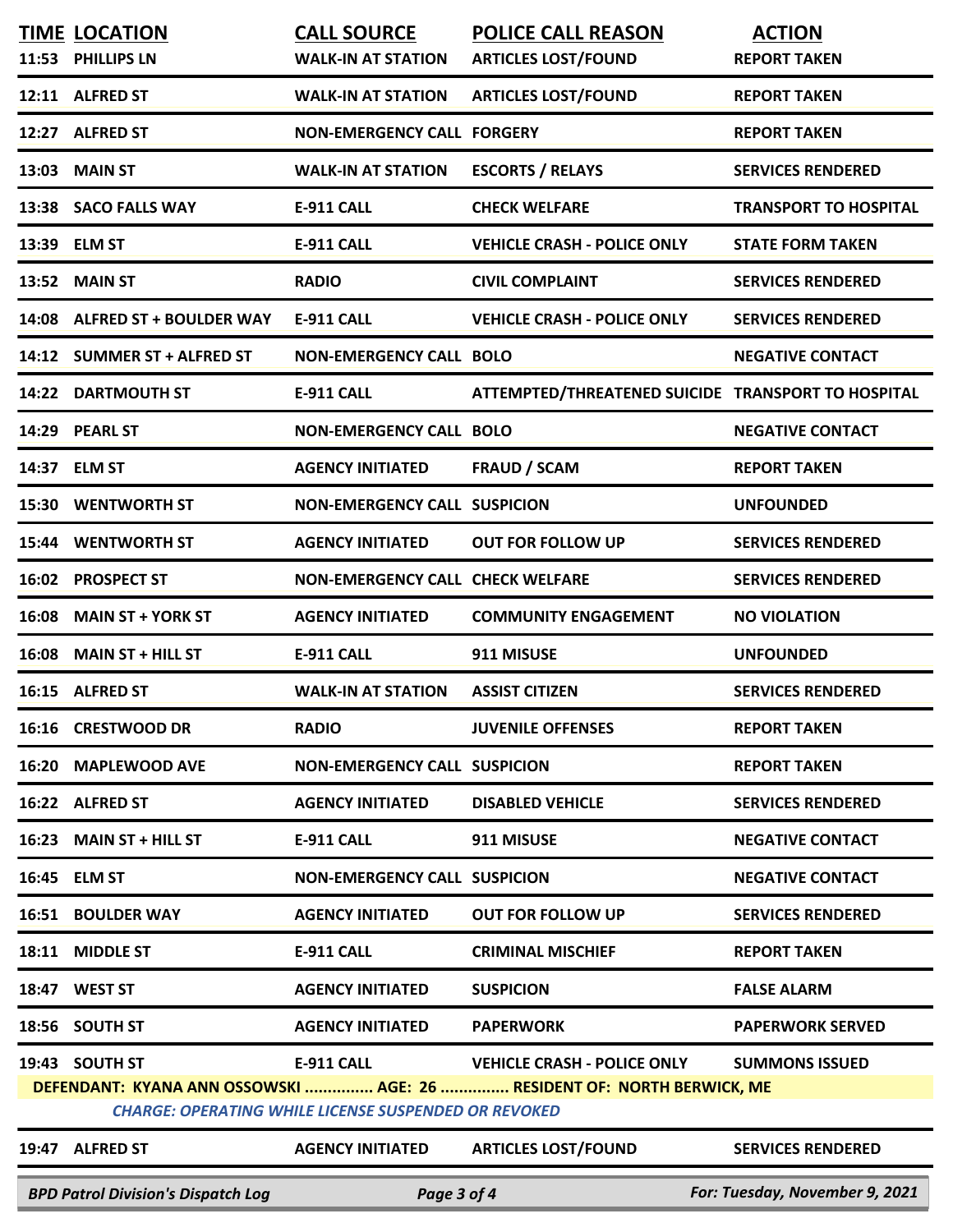| TIME | LOCATION | CALL SOURCE | POLICE CALL REASON | ACTION |
|---|---|---|---|---|
| 11:53 | PHILLIPS LN | WALK-IN AT STATION | ARTICLES LOST/FOUND | REPORT TAKEN |
| 12:11 | ALFRED ST | WALK-IN AT STATION | ARTICLES LOST/FOUND | REPORT TAKEN |
| 12:27 | ALFRED ST | NON-EMERGENCY CALL | FORGERY | REPORT TAKEN |
| 13:03 | MAIN ST | WALK-IN AT STATION | ESCORTS / RELAYS | SERVICES RENDERED |
| 13:38 | SACO FALLS WAY | E-911 CALL | CHECK WELFARE | TRANSPORT TO HOSPITAL |
| 13:39 | ELM ST | E-911 CALL | VEHICLE CRASH - POLICE ONLY | STATE FORM TAKEN |
| 13:52 | MAIN ST | RADIO | CIVIL COMPLAINT | SERVICES RENDERED |
| 14:08 | ALFRED ST + BOULDER WAY | E-911 CALL | VEHICLE CRASH - POLICE ONLY | SERVICES RENDERED |
| 14:12 | SUMMER ST + ALFRED ST | NON-EMERGENCY CALL | BOLO | NEGATIVE CONTACT |
| 14:22 | DARTMOUTH ST | E-911 CALL | ATTEMPTED/THREATENED SUICIDE | TRANSPORT TO HOSPITAL |
| 14:29 | PEARL ST | NON-EMERGENCY CALL | BOLO | NEGATIVE CONTACT |
| 14:37 | ELM ST | AGENCY INITIATED | FRAUD / SCAM | REPORT TAKEN |
| 15:30 | WENTWORTH ST | NON-EMERGENCY CALL | SUSPICION | UNFOUNDED |
| 15:44 | WENTWORTH ST | AGENCY INITIATED | OUT FOR FOLLOW UP | SERVICES RENDERED |
| 16:02 | PROSPECT ST | NON-EMERGENCY CALL | CHECK WELFARE | SERVICES RENDERED |
| 16:08 | MAIN ST + YORK ST | AGENCY INITIATED | COMMUNITY ENGAGEMENT | NO VIOLATION |
| 16:08 | MAIN ST + HILL ST | E-911 CALL | 911 MISUSE | UNFOUNDED |
| 16:15 | ALFRED ST | WALK-IN AT STATION | ASSIST CITIZEN | SERVICES RENDERED |
| 16:16 | CRESTWOOD DR | RADIO | JUVENILE OFFENSES | REPORT TAKEN |
| 16:20 | MAPLEWOOD AVE | NON-EMERGENCY CALL | SUSPICION | REPORT TAKEN |
| 16:22 | ALFRED ST | AGENCY INITIATED | DISABLED VEHICLE | SERVICES RENDERED |
| 16:23 | MAIN ST + HILL ST | E-911 CALL | 911 MISUSE | NEGATIVE CONTACT |
| 16:45 | ELM ST | NON-EMERGENCY CALL | SUSPICION | NEGATIVE CONTACT |
| 16:51 | BOULDER WAY | AGENCY INITIATED | OUT FOR FOLLOW UP | SERVICES RENDERED |
| 18:11 | MIDDLE ST | E-911 CALL | CRIMINAL MISCHIEF | REPORT TAKEN |
| 18:47 | WEST ST | AGENCY INITIATED | SUSPICION | FALSE ALARM |
| 18:56 | SOUTH ST | AGENCY INITIATED | PAPERWORK | PAPERWORK SERVED |
| 19:43 | SOUTH ST | E-911 CALL | VEHICLE CRASH - POLICE ONLY | SUMMONS ISSUED |

**DEFENDANT: KYANA ANN OSSOWSKI ............... AGE: 26 ............... RESIDENT OF: NORTH BERWICK, ME**

*CHARGE: OPERATING WHILE LICENSE SUSPENDED OR REVOKED*

| TIME | LOCATION | CALL SOURCE | POLICE CALL REASON | ACTION |
|---|---|---|---|---|
| 19:47 | ALFRED ST | AGENCY INITIATED | ARTICLES LOST/FOUND | SERVICES RENDERED |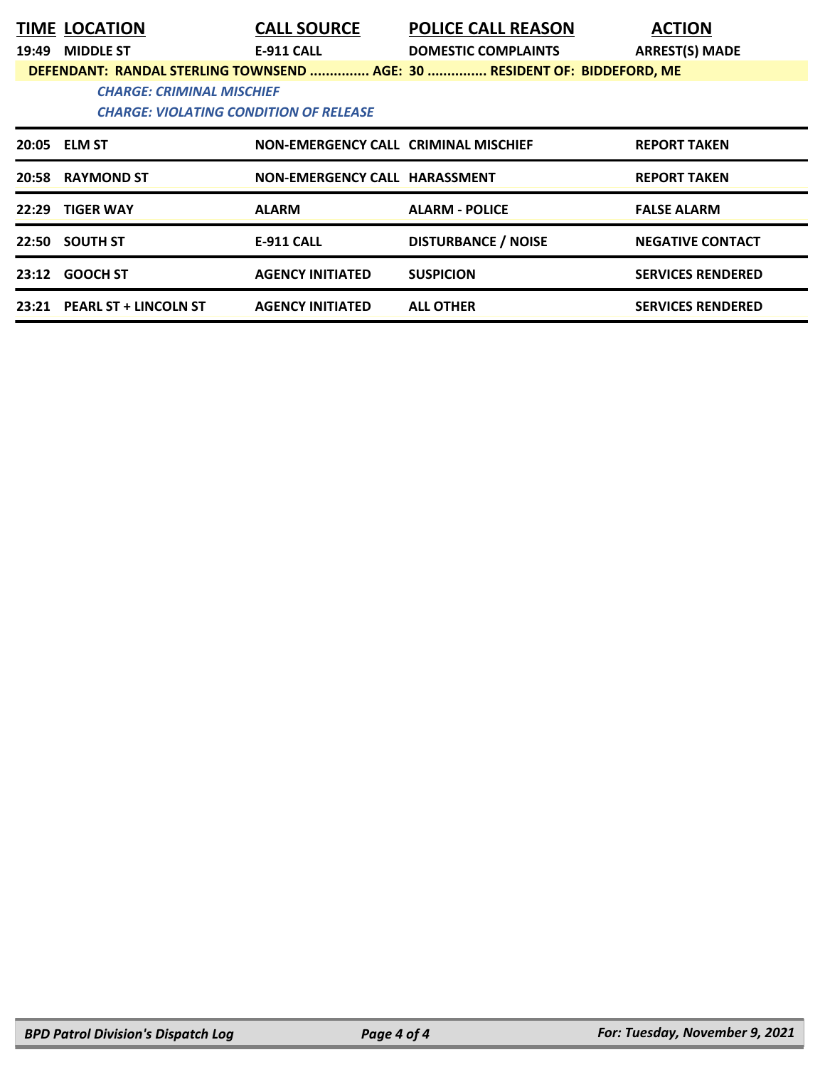| TIME | LOCATION | CALL SOURCE | POLICE CALL REASON | ACTION |
|---|---|---|---|---|
| 19:49 | MIDDLE ST | E-911 CALL | DOMESTIC COMPLAINTS | ARREST(S) MADE |
| | DEFENDANT: RANDAL STERLING TOWNSEND .............. AGE: 30 .............. RESIDENT OF: BIDDEFORD, ME | | | |
| | *CHARGE: CRIMINAL MISCHIEF* | | | |
| | *CHARGE: VIOLATING CONDITION OF RELEASE* | | | |
| 20:05 | ELM ST | NON-EMERGENCY CALL | CRIMINAL MISCHIEF | REPORT TAKEN |
| 20:58 | RAYMOND ST | NON-EMERGENCY CALL | HARASSMENT | REPORT TAKEN |
| 22:29 | TIGER WAY | ALARM | ALARM - POLICE | FALSE ALARM |
| 22:50 | SOUTH ST | E-911 CALL | DISTURBANCE / NOISE | NEGATIVE CONTACT |
| 23:12 | GOOCH ST | AGENCY INITIATED | SUSPICION | SERVICES RENDERED |
| 23:21 | PEARL ST + LINCOLN ST | AGENCY INITIATED | ALL OTHER | SERVICES RENDERED |